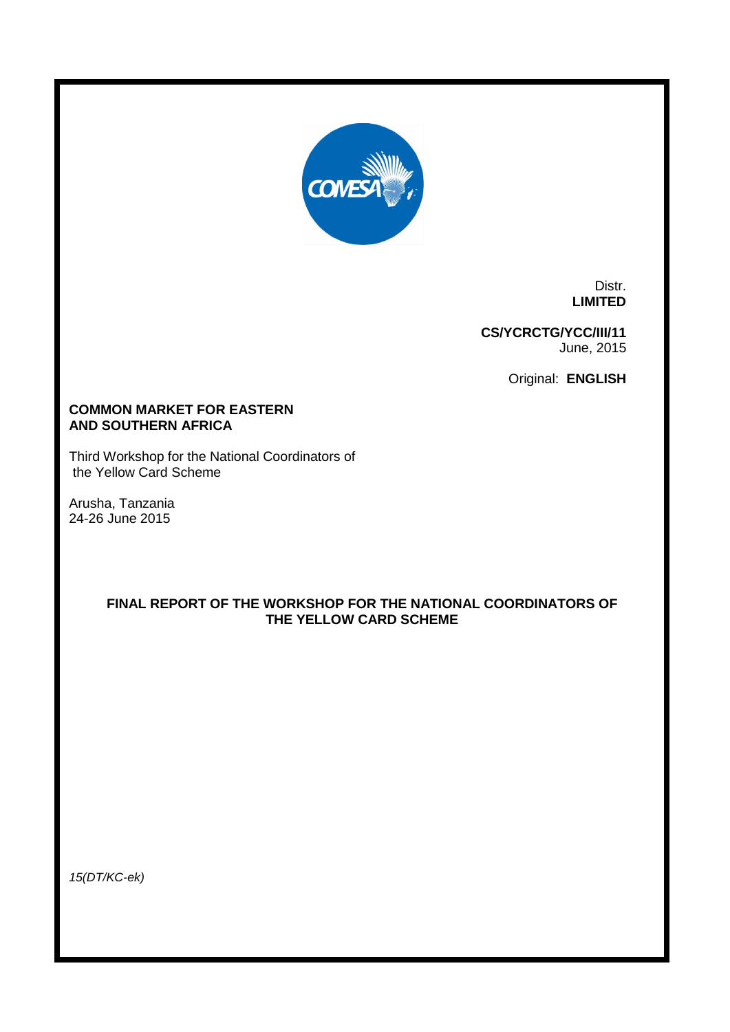Distr.
**LIMITED**

**CS/YCRCTG/YCC/III/11**
June, 2015

Original: **ENGLISH**

**COMMON MARKET FOR EASTERN AND SOUTHERN AFRICA**

Third Workshop for the National Coordinators of the Yellow Card Scheme

Arusha, Tanzania
24-26 June 2015

**FINAL REPORT OF THE WORKSHOP FOR THE NATIONAL COORDINATORS OF THE YELLOW CARD SCHEME**

*15(DT/KC-ek)*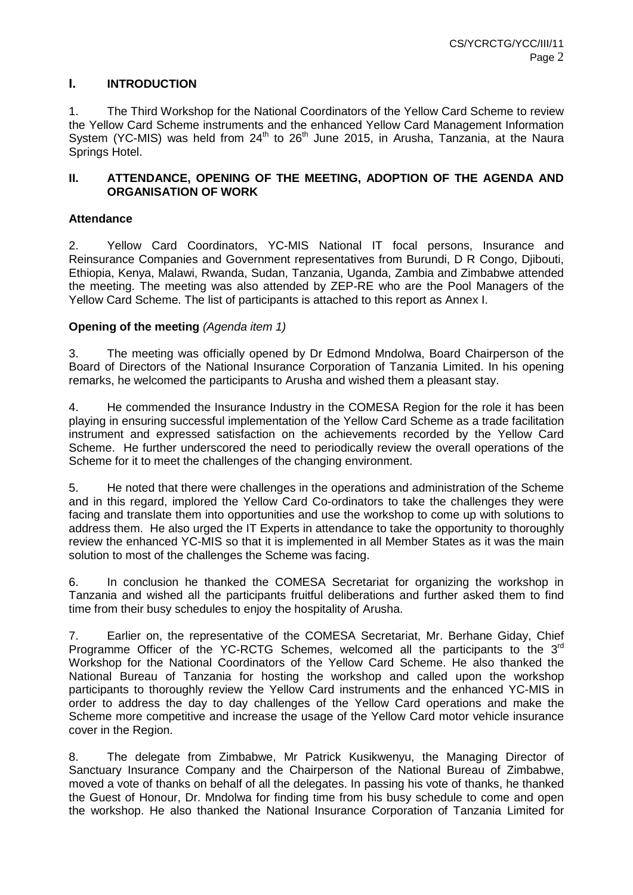## I. INTRODUCTION

1. The Third Workshop for the National Coordinators of the Yellow Card Scheme to review the Yellow Card Scheme instruments and the enhanced Yellow Card Management Information System (YC-MIS) was held from 24th to 26th June 2015, in Arusha, Tanzania, at the Naura Springs Hotel.

## II. ATTENDANCE, OPENING OF THE MEETING, ADOPTION OF THE AGENDA AND ORGANISATION OF WORK

### Attendance

2. Yellow Card Coordinators, YC-MIS National IT focal persons, Insurance and Reinsurance Companies and Government representatives from Burundi, D R Congo, Djibouti, Ethiopia, Kenya, Malawi, Rwanda, Sudan, Tanzania, Uganda, Zambia and Zimbabwe attended the meeting. The meeting was also attended by ZEP-RE who are the Pool Managers of the Yellow Card Scheme. The list of participants is attached to this report as Annex I.

### Opening of the meeting *(Agenda item 1)*

3. The meeting was officially opened by Dr Edmond Mndolwa, Board Chairperson of the Board of Directors of the National Insurance Corporation of Tanzania Limited. In his opening remarks, he welcomed the participants to Arusha and wished them a pleasant stay.

4. He commended the Insurance Industry in the COMESA Region for the role it has been playing in ensuring successful implementation of the Yellow Card Scheme as a trade facilitation instrument and expressed satisfaction on the achievements recorded by the Yellow Card Scheme. He further underscored the need to periodically review the overall operations of the Scheme for it to meet the challenges of the changing environment.

5. He noted that there were challenges in the operations and administration of the Scheme and in this regard, implored the Yellow Card Co-ordinators to take the challenges they were facing and translate them into opportunities and use the workshop to come up with solutions to address them. He also urged the IT Experts in attendance to take the opportunity to thoroughly review the enhanced YC-MIS so that it is implemented in all Member States as it was the main solution to most of the challenges the Scheme was facing.

6. In conclusion he thanked the COMESA Secretariat for organizing the workshop in Tanzania and wished all the participants fruitful deliberations and further asked them to find time from their busy schedules to enjoy the hospitality of Arusha.

7. Earlier on, the representative of the COMESA Secretariat, Mr. Berhane Giday, Chief Programme Officer of the YC-RCTG Schemes, welcomed all the participants to the 3rd Workshop for the National Coordinators of the Yellow Card Scheme. He also thanked the National Bureau of Tanzania for hosting the workshop and called upon the workshop participants to thoroughly review the Yellow Card instruments and the enhanced YC-MIS in order to address the day to day challenges of the Yellow Card operations and make the Scheme more competitive and increase the usage of the Yellow Card motor vehicle insurance cover in the Region.

8. The delegate from Zimbabwe, Mr Patrick Kusikwenyu, the Managing Director of Sanctuary Insurance Company and the Chairperson of the National Bureau of Zimbabwe, moved a vote of thanks on behalf of all the delegates. In passing his vote of thanks, he thanked the Guest of Honour, Dr. Mndolwa for finding time from his busy schedule to come and open the workshop. He also thanked the National Insurance Corporation of Tanzania Limited for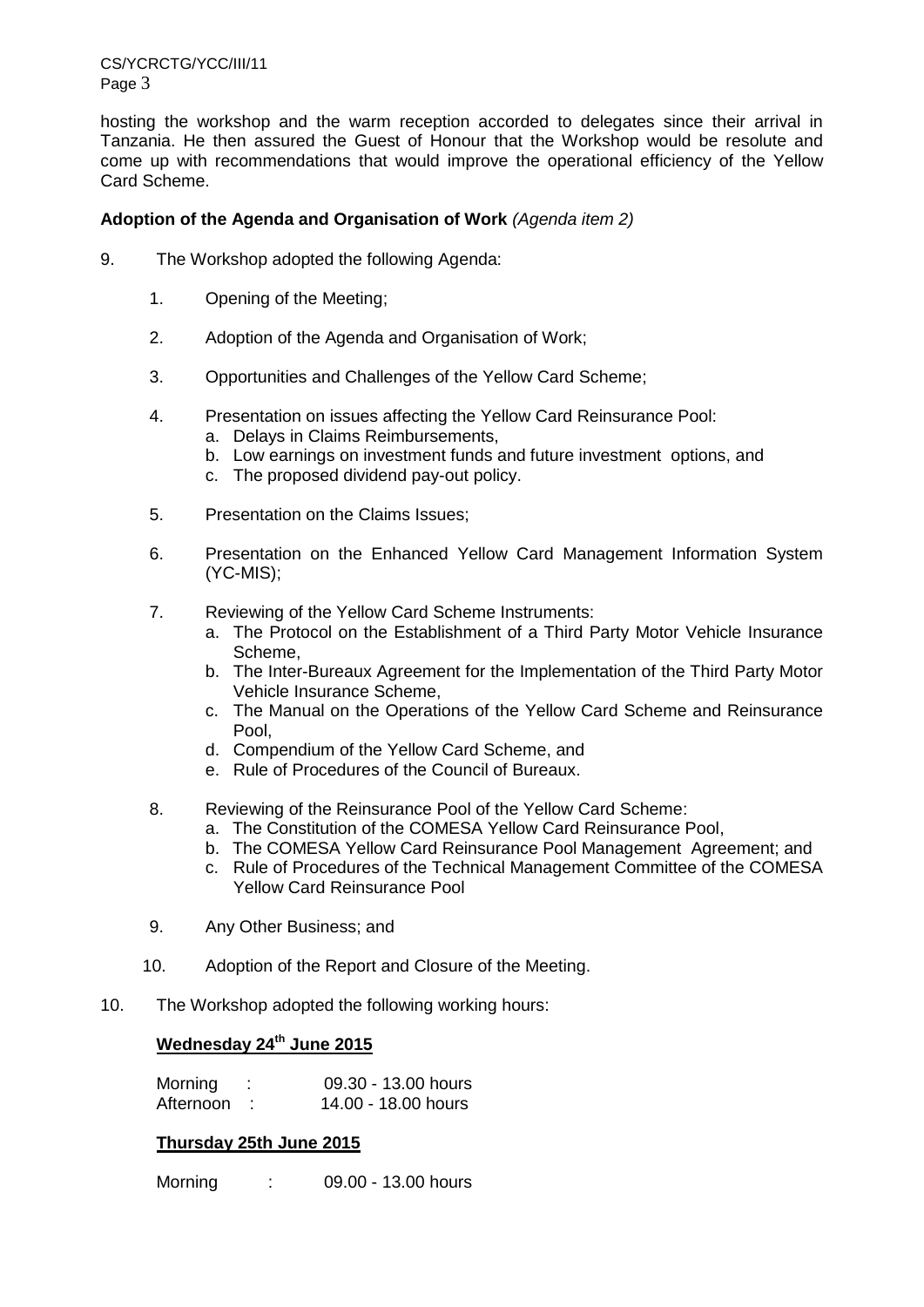hosting the workshop and the warm reception accorded to delegates since their arrival in Tanzania. He then assured the Guest of Honour that the Workshop would be resolute and come up with recommendations that would improve the operational efficiency of the Yellow Card Scheme.

**Adoption of the Agenda and Organisation of Work** *(Agenda item 2)*

9. The Workshop adopted the following Agenda:

    1. Opening of the Meeting;

    2. Adoption of the Agenda and Organisation of Work;

    3. Opportunities and Challenges of the Yellow Card Scheme;

    4. Presentation on issues affecting the Yellow Card Reinsurance Pool:
        a. Delays in Claims Reimbursements,
        b. Low earnings on investment funds and future investment options, and
        c. The proposed dividend pay-out policy.

    5. Presentation on the Claims Issues;

    6. Presentation on the Enhanced Yellow Card Management Information System (YC-MIS);

    7. Reviewing of the Yellow Card Scheme Instruments:
        a. The Protocol on the Establishment of a Third Party Motor Vehicle Insurance Scheme,
        b. The Inter-Bureaux Agreement for the Implementation of the Third Party Motor Vehicle Insurance Scheme,
        c. The Manual on the Operations of the Yellow Card Scheme and Reinsurance Pool,
        d. Compendium of the Yellow Card Scheme, and
        e. Rule of Procedures of the Council of Bureaux.

    8. Reviewing of the Reinsurance Pool of the Yellow Card Scheme:
        a. The Constitution of the COMESA Yellow Card Reinsurance Pool,
        b. The COMESA Yellow Card Reinsurance Pool Management Agreement; and
        c. Rule of Procedures of the Technical Management Committee of the COMESA Yellow Card Reinsurance Pool

    9. Any Other Business; and

    10. Adoption of the Report and Closure of the Meeting.

10. The Workshop adopted the following working hours:

**<u>Wednesday 24th June 2015</u>**

Morning : 09.30 - 13.00 hours
Afternoon : 14.00 - 18.00 hours

**<u>Thursday 25th June 2015</u>**

Morning : 09.00 - 13.00 hours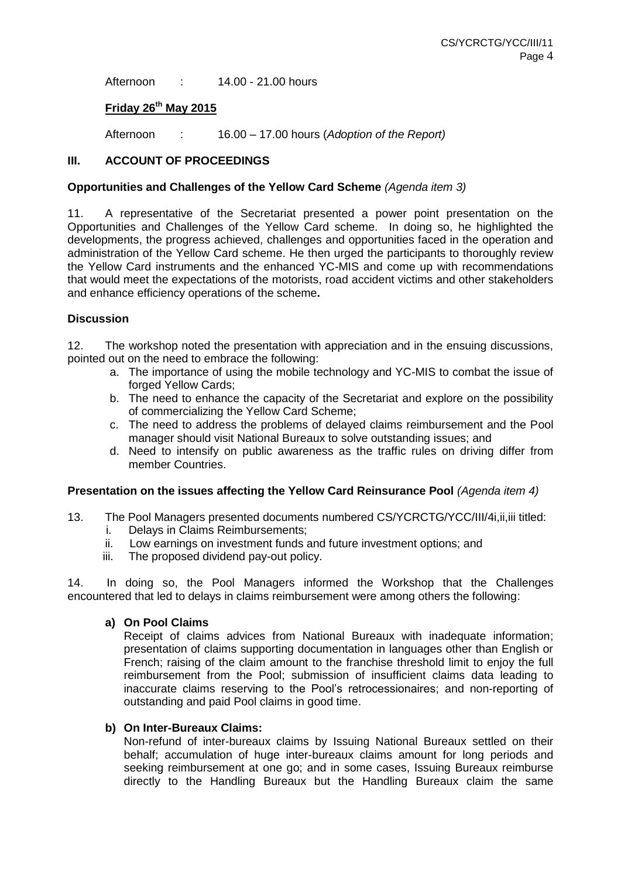Afternoon : 14.00 - 21.00 hours

**Friday 26th May 2015**

Afternoon : 16.00 – 17.00 hours (*Adoption of the Report)*

## III. ACCOUNT OF PROCEEDINGS

**Opportunities and Challenges of the Yellow Card Scheme** *(Agenda item 3)*

11. A representative of the Secretariat presented a power point presentation on the Opportunities and Challenges of the Yellow Card scheme. In doing so, he highlighted the developments, the progress achieved, challenges and opportunities faced in the operation and administration of the Yellow Card scheme. He then urged the participants to thoroughly review the Yellow Card instruments and the enhanced YC-MIS and come up with recommendations that would meet the expectations of the motorists, road accident victims and other stakeholders and enhance efficiency operations of the scheme**.**

**Discussion**

12. The workshop noted the presentation with appreciation and in the ensuing discussions, pointed out on the need to embrace the following:

a. The importance of using the mobile technology and YC-MIS to combat the issue of forged Yellow Cards;
b. The need to enhance the capacity of the Secretariat and explore on the possibility of commercializing the Yellow Card Scheme;
c. The need to address the problems of delayed claims reimbursement and the Pool manager should visit National Bureaux to solve outstanding issues; and
d. Need to intensify on public awareness as the traffic rules on driving differ from member Countries.

**Presentation on the issues affecting the Yellow Card Reinsurance Pool** *(Agenda item 4)*

13. The Pool Managers presented documents numbered CS/YCRCTG/YCC/III/4i,ii,iii titled:

i. Delays in Claims Reimbursements;
ii. Low earnings on investment funds and future investment options; and
iii. The proposed dividend pay-out policy.

14. In doing so, the Pool Managers informed the Workshop that the Challenges encountered that led to delays in claims reimbursement were among others the following:

**a) On Pool Claims**

Receipt of claims advices from National Bureaux with inadequate information; presentation of claims supporting documentation in languages other than English or French; raising of the claim amount to the franchise threshold limit to enjoy the full reimbursement from the Pool; submission of insufficient claims data leading to inaccurate claims reserving to the Pool's retrocessionaires; and non-reporting of outstanding and paid Pool claims in good time.

**b) On Inter-Bureaux Claims:**

Non-refund of inter-bureaux claims by Issuing National Bureaux settled on their behalf; accumulation of huge inter-bureaux claims amount for long periods and seeking reimbursement at one go; and in some cases, Issuing Bureaux reimburse directly to the Handling Bureaux but the Handling Bureaux claim the same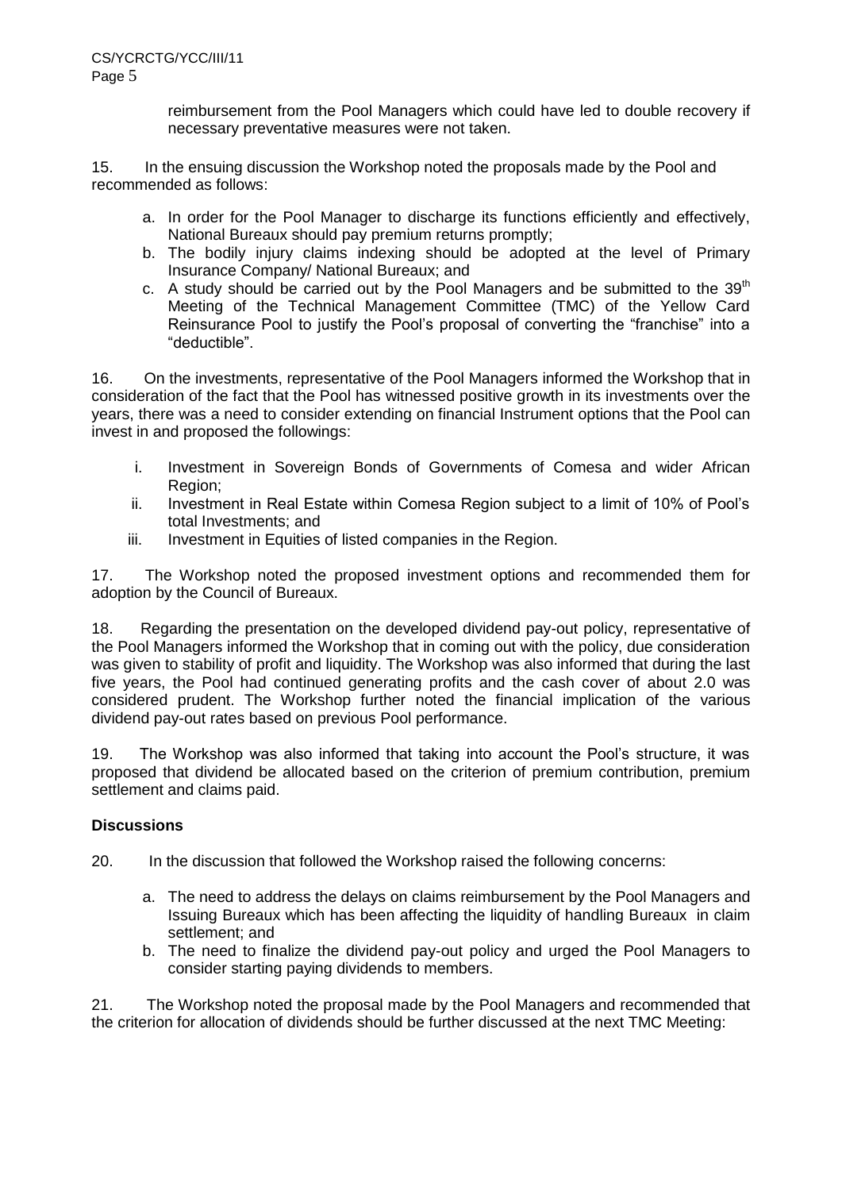reimbursement from the Pool Managers which could have led to double recovery if necessary preventative measures were not taken.

15. In the ensuing discussion the Workshop noted the proposals made by the Pool and recommended as follows:

a. In order for the Pool Manager to discharge its functions efficiently and effectively, National Bureaux should pay premium returns promptly;
b. The bodily injury claims indexing should be adopted at the level of Primary Insurance Company/ National Bureaux; and
c. A study should be carried out by the Pool Managers and be submitted to the 39th Meeting of the Technical Management Committee (TMC) of the Yellow Card Reinsurance Pool to justify the Pool's proposal of converting the "franchise" into a "deductible".

16. On the investments, representative of the Pool Managers informed the Workshop that in consideration of the fact that the Pool has witnessed positive growth in its investments over the years, there was a need to consider extending on financial Instrument options that the Pool can invest in and proposed the followings:

i. Investment in Sovereign Bonds of Governments of Comesa and wider African Region;
ii. Investment in Real Estate within Comesa Region subject to a limit of 10% of Pool's total Investments; and
iii. Investment in Equities of listed companies in the Region.

17. The Workshop noted the proposed investment options and recommended them for adoption by the Council of Bureaux.

18. Regarding the presentation on the developed dividend pay-out policy, representative of the Pool Managers informed the Workshop that in coming out with the policy, due consideration was given to stability of profit and liquidity. The Workshop was also informed that during the last five years, the Pool had continued generating profits and the cash cover of about 2.0 was considered prudent. The Workshop further noted the financial implication of the various dividend pay-out rates based on previous Pool performance.

19. The Workshop was also informed that taking into account the Pool's structure, it was proposed that dividend be allocated based on the criterion of premium contribution, premium settlement and claims paid.

**Discussions**

20. In the discussion that followed the Workshop raised the following concerns:

a. The need to address the delays on claims reimbursement by the Pool Managers and Issuing Bureaux which has been affecting the liquidity of handling Bureaux in claim settlement; and
b. The need to finalize the dividend pay-out policy and urged the Pool Managers to consider starting paying dividends to members.

21. The Workshop noted the proposal made by the Pool Managers and recommended that the criterion for allocation of dividends should be further discussed at the next TMC Meeting: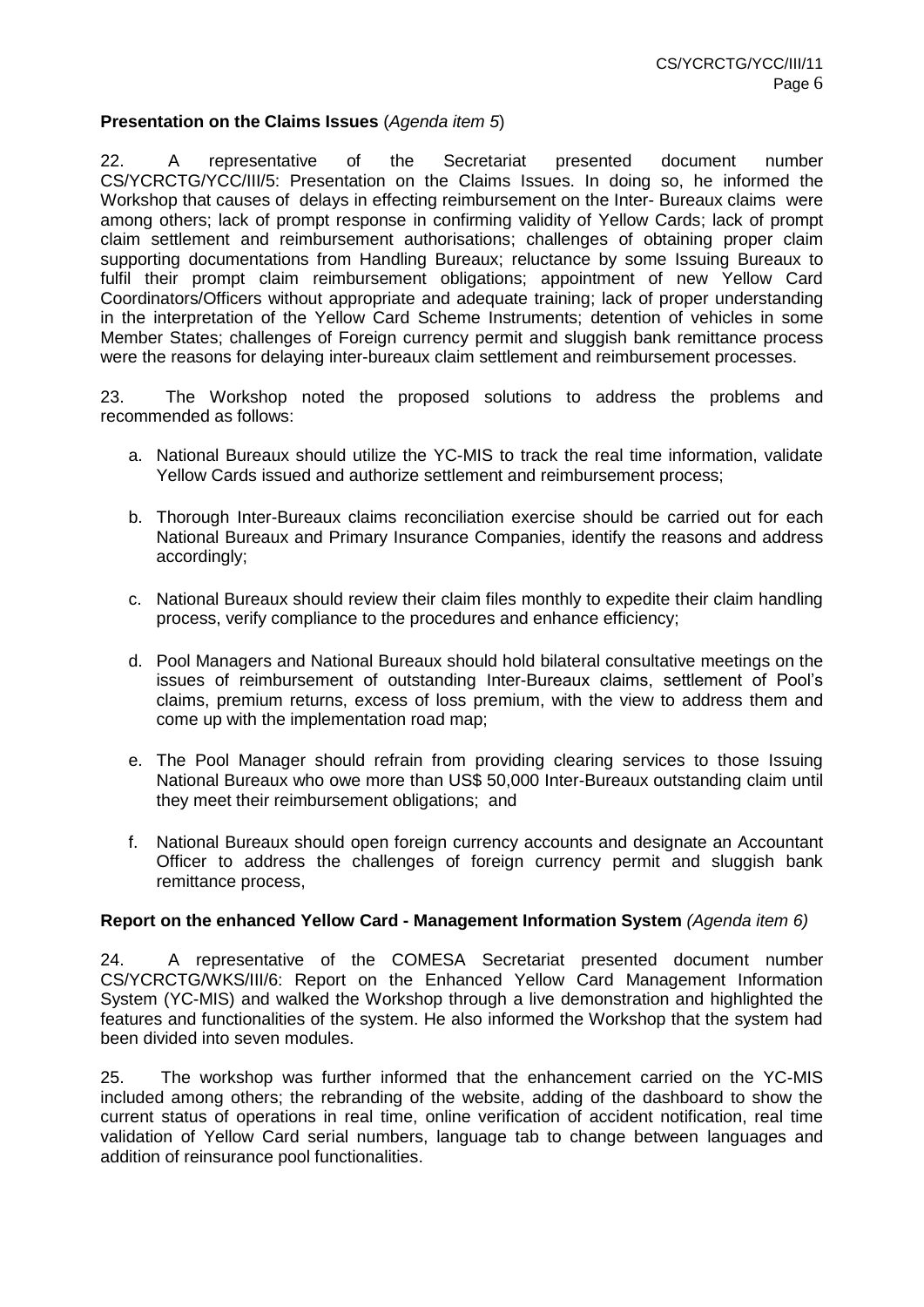**Presentation on the Claims Issues** (*Agenda item 5*)

22. A representative of the Secretariat presented document number CS/YCRCTG/YCC/III/5: Presentation on the Claims Issues. In doing so, he informed the Workshop that causes of delays in effecting reimbursement on the Inter- Bureaux claims were among others; lack of prompt response in confirming validity of Yellow Cards; lack of prompt claim settlement and reimbursement authorisations; challenges of obtaining proper claim supporting documentations from Handling Bureaux; reluctance by some Issuing Bureaux to fulfil their prompt claim reimbursement obligations; appointment of new Yellow Card Coordinators/Officers without appropriate and adequate training; lack of proper understanding in the interpretation of the Yellow Card Scheme Instruments; detention of vehicles in some Member States; challenges of Foreign currency permit and sluggish bank remittance process were the reasons for delaying inter-bureaux claim settlement and reimbursement processes.

23. The Workshop noted the proposed solutions to address the problems and recommended as follows:

a. National Bureaux should utilize the YC-MIS to track the real time information, validate Yellow Cards issued and authorize settlement and reimbursement process;

b. Thorough Inter-Bureaux claims reconciliation exercise should be carried out for each National Bureaux and Primary Insurance Companies, identify the reasons and address accordingly;

c. National Bureaux should review their claim files monthly to expedite their claim handling process, verify compliance to the procedures and enhance efficiency;

d. Pool Managers and National Bureaux should hold bilateral consultative meetings on the issues of reimbursement of outstanding Inter-Bureaux claims, settlement of Pool's claims, premium returns, excess of loss premium, with the view to address them and come up with the implementation road map;

e. The Pool Manager should refrain from providing clearing services to those Issuing National Bureaux who owe more than US$ 50,000 Inter-Bureaux outstanding claim until they meet their reimbursement obligations; and

f. National Bureaux should open foreign currency accounts and designate an Accountant Officer to address the challenges of foreign currency permit and sluggish bank remittance process,

**Report on the enhanced Yellow Card - Management Information System** *(Agenda item 6)*

24. A representative of the COMESA Secretariat presented document number CS/YCRCTG/WKS/III/6: Report on the Enhanced Yellow Card Management Information System (YC-MIS) and walked the Workshop through a live demonstration and highlighted the features and functionalities of the system. He also informed the Workshop that the system had been divided into seven modules.

25. The workshop was further informed that the enhancement carried on the YC-MIS included among others; the rebranding of the website, adding of the dashboard to show the current status of operations in real time, online verification of accident notification, real time validation of Yellow Card serial numbers, language tab to change between languages and addition of reinsurance pool functionalities.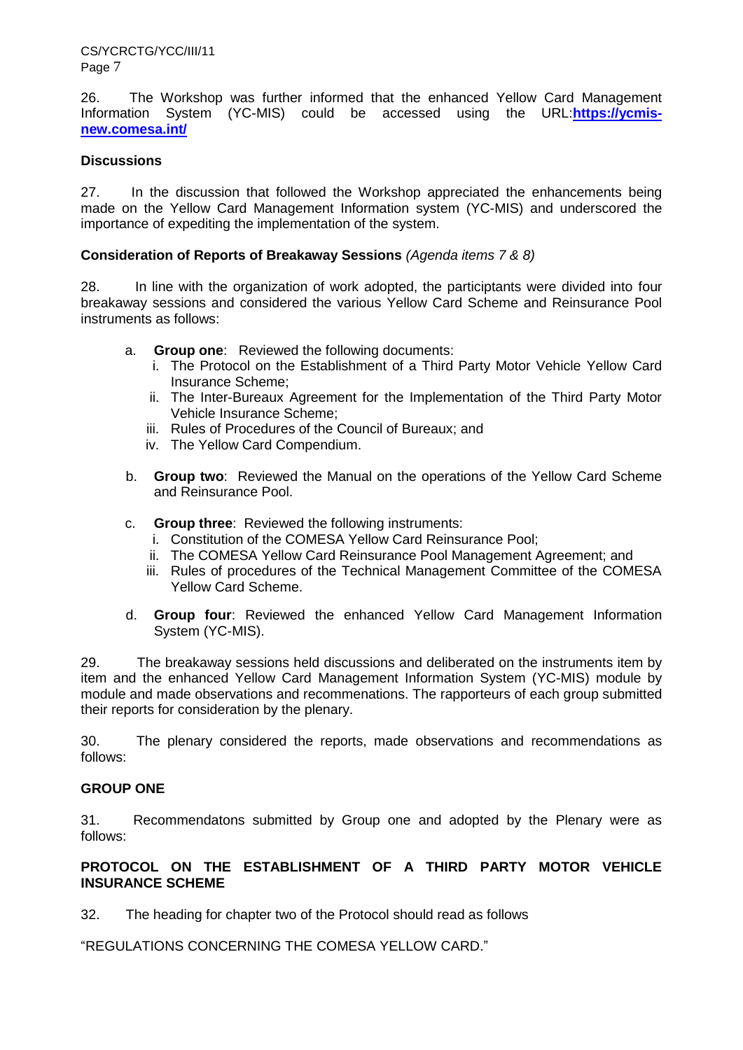26. The Workshop was further informed that the enhanced Yellow Card Management Information System (YC-MIS) could be accessed using the URL:**https://ycmis-new.comesa.int/**

**Discussions**

27. In the discussion that followed the Workshop appreciated the enhancements being made on the Yellow Card Management Information system (YC-MIS) and underscored the importance of expediting the implementation of the system.

**Consideration of Reports of Breakaway Sessions** *(Agenda items 7 & 8)*

28. In line with the organization of work adopted, the participants were divided into four breakaway sessions and considered the various Yellow Card Scheme and Reinsurance Pool instruments as follows:

a. **Group one**: Reviewed the following documents:
   i. The Protocol on the Establishment of a Third Party Motor Vehicle Yellow Card Insurance Scheme;
   ii. The Inter-Bureaux Agreement for the Implementation of the Third Party Motor Vehicle Insurance Scheme;
   iii. Rules of Procedures of the Council of Bureaux; and
   iv. The Yellow Card Compendium.

b. **Group two**: Reviewed the Manual on the operations of the Yellow Card Scheme and Reinsurance Pool.

c. **Group three**: Reviewed the following instruments:
   i. Constitution of the COMESA Yellow Card Reinsurance Pool;
   ii. The COMESA Yellow Card Reinsurance Pool Management Agreement; and
   iii. Rules of procedures of the Technical Management Committee of the COMESA Yellow Card Scheme.

d. **Group four**: Reviewed the enhanced Yellow Card Management Information System (YC-MIS).

29. The breakaway sessions held discussions and deliberated on the instruments item by item and the enhanced Yellow Card Management Information System (YC-MIS) module by module and made observations and recommenations. The rapporteurs of each group submitted their reports for consideration by the plenary.

30. The plenary considered the reports, made observations and recommendations as follows:

**GROUP ONE**

31. Recommendatons submitted by Group one and adopted by the Plenary were as follows:

**PROTOCOL ON THE ESTABLISHMENT OF A THIRD PARTY MOTOR VEHICLE INSURANCE SCHEME**

32. The heading for chapter two of the Protocol should read as follows

"REGULATIONS CONCERNING THE COMESA YELLOW CARD."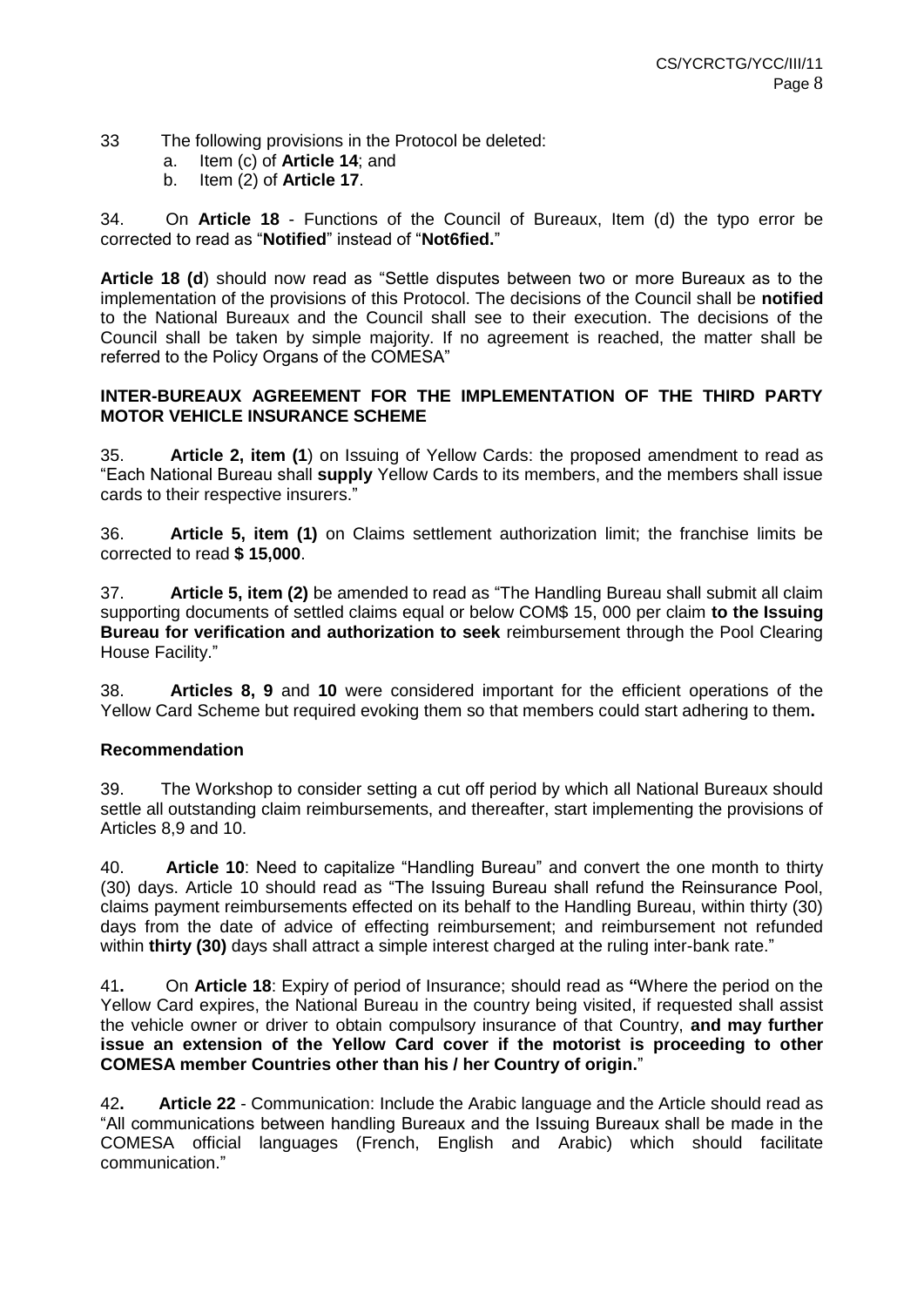33 The following provisions in the Protocol be deleted:

a. Item (c) of **Article 14**; and
b. Item (2) of **Article 17**.

34. On **Article 18** - Functions of the Council of Bureaux, Item (d) the typo error be corrected to read as "**Notified**" instead of "**Not6fied.**"

**Article 18 (d**) should now read as "Settle disputes between two or more Bureaux as to the implementation of the provisions of this Protocol. The decisions of the Council shall be **notified** to the National Bureaux and the Council shall see to their execution. The decisions of the Council shall be taken by simple majority. If no agreement is reached, the matter shall be referred to the Policy Organs of the COMESA"

**INTER-BUREAUX AGREEMENT FOR THE IMPLEMENTATION OF THE THIRD PARTY MOTOR VEHICLE INSURANCE SCHEME**

35. **Article 2, item (1**) on Issuing of Yellow Cards: the proposed amendment to read as "Each National Bureau shall **supply** Yellow Cards to its members, and the members shall issue cards to their respective insurers."

36. **Article 5, item (1)** on Claims settlement authorization limit; the franchise limits be corrected to read **$ 15,000**.

37. **Article 5, item (2)** be amended to read as "The Handling Bureau shall submit all claim supporting documents of settled claims equal or below COM$ 15, 000 per claim **to the Issuing Bureau for verification and authorization to seek** reimbursement through the Pool Clearing House Facility."

38. **Articles 8, 9** and **10** were considered important for the efficient operations of the Yellow Card Scheme but required evoking them so that members could start adhering to them**.**

**Recommendation**

39. The Workshop to consider setting a cut off period by which all National Bureaux should settle all outstanding claim reimbursements, and thereafter, start implementing the provisions of Articles 8,9 and 10.

40. **Article 10**: Need to capitalize "Handling Bureau" and convert the one month to thirty (30) days. Article 10 should read as "The Issuing Bureau shall refund the Reinsurance Pool, claims payment reimbursements effected on its behalf to the Handling Bureau, within thirty (30) days from the date of advice of effecting reimbursement; and reimbursement not refunded within **thirty (30)** days shall attract a simple interest charged at the ruling inter-bank rate."

41**.** On **Article 18**: Expiry of period of Insurance; should read as **"**Where the period on the Yellow Card expires, the National Bureau in the country being visited, if requested shall assist the vehicle owner or driver to obtain compulsory insurance of that Country, **and may further issue an extension of the Yellow Card cover if the motorist is proceeding to other COMESA member Countries other than his / her Country of origin.**"

42**. Article 22** - Communication: Include the Arabic language and the Article should read as "All communications between handling Bureaux and the Issuing Bureaux shall be made in the COMESA official languages (French, English and Arabic) which should facilitate communication."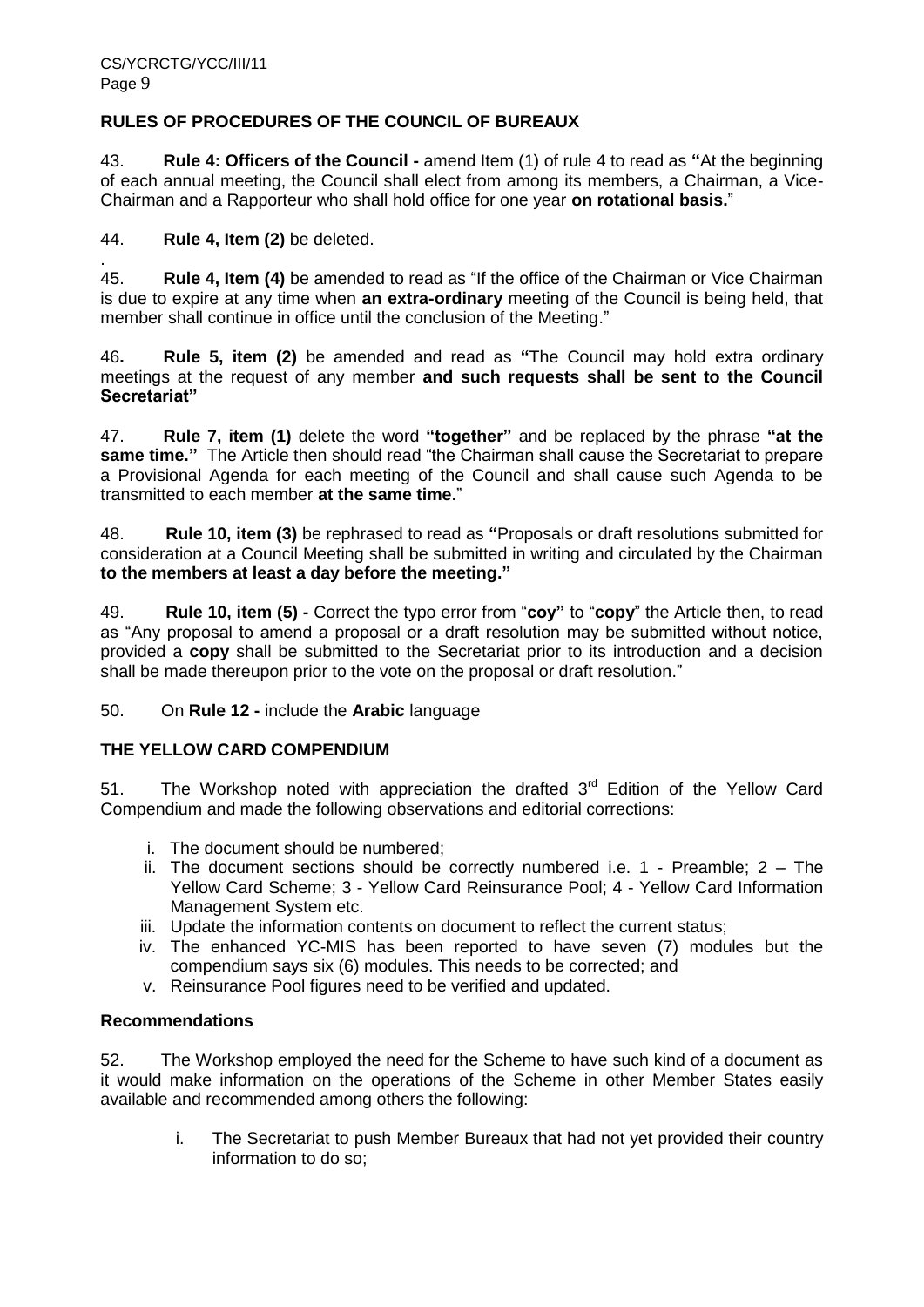## RULES OF PROCEDURES OF THE COUNCIL OF BUREAUX

43. **Rule 4: Officers of the Council -** amend Item (1) of rule 4 to read as **"**At the beginning of each annual meeting, the Council shall elect from among its members, a Chairman, a Vice-Chairman and a Rapporteur who shall hold office for one year **on rotational basis.**"

44. **Rule 4, Item (2)** be deleted.

45. **Rule 4, Item (4)** be amended to read as "If the office of the Chairman or Vice Chairman is due to expire at any time when **an extra-ordinary** meeting of the Council is being held, that member shall continue in office until the conclusion of the Meeting."

46**.** **Rule 5, item (2)** be amended and read as **"**The Council may hold extra ordinary meetings at the request of any member **and such requests shall be sent to the Council Secretariat"**

47. **Rule 7, item (1)** delete the word **"together"** and be replaced by the phrase **"at the same time."** The Article then should read "the Chairman shall cause the Secretariat to prepare a Provisional Agenda for each meeting of the Council and shall cause such Agenda to be transmitted to each member **at the same time.**"

48. **Rule 10, item (3)** be rephrased to read as **"**Proposals or draft resolutions submitted for consideration at a Council Meeting shall be submitted in writing and circulated by the Chairman **to the members at least a day before the meeting."**

49. **Rule 10, item (5) -** Correct the typo error from "**coy"** to "**copy**" the Article then, to read as "Any proposal to amend a proposal or a draft resolution may be submitted without notice, provided a **copy** shall be submitted to the Secretariat prior to its introduction and a decision shall be made thereupon prior to the vote on the proposal or draft resolution."

50. On **Rule 12 -** include the **Arabic** language

## THE YELLOW CARD COMPENDIUM

51. The Workshop noted with appreciation the drafted 3rd Edition of the Yellow Card Compendium and made the following observations and editorial corrections:

i. The document should be numbered;
ii. The document sections should be correctly numbered i.e. 1 - Preamble; 2 – The Yellow Card Scheme; 3 - Yellow Card Reinsurance Pool; 4 - Yellow Card Information Management System etc.
iii. Update the information contents on document to reflect the current status;
iv. The enhanced YC-MIS has been reported to have seven (7) modules but the compendium says six (6) modules. This needs to be corrected; and
v. Reinsurance Pool figures need to be verified and updated.

### Recommendations

52. The Workshop employed the need for the Scheme to have such kind of a document as it would make information on the operations of the Scheme in other Member States easily available and recommended among others the following:

i. The Secretariat to push Member Bureaux that had not yet provided their country information to do so;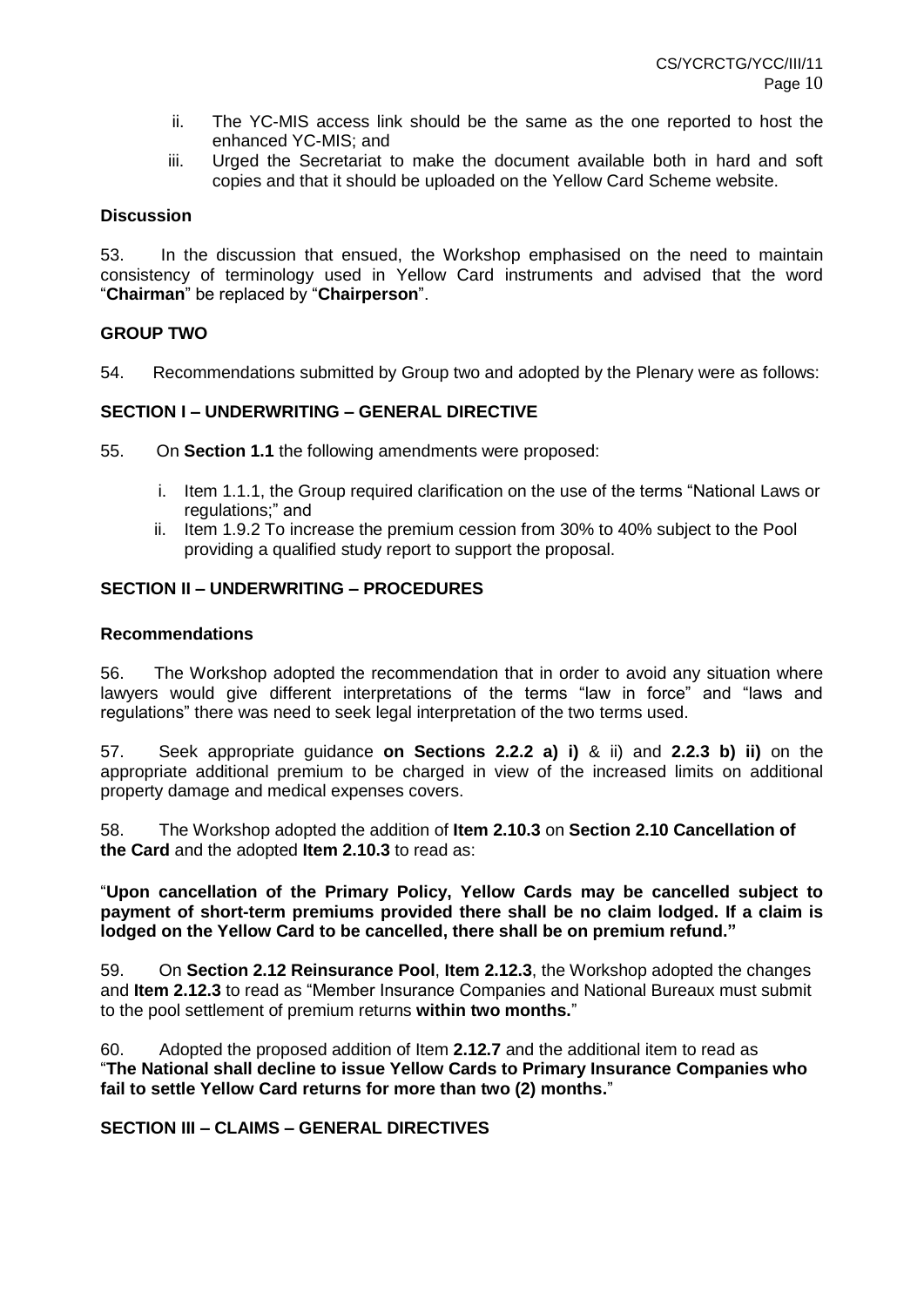ii. The YC-MIS access link should be the same as the one reported to host the enhanced YC-MIS; and
iii. Urged the Secretariat to make the document available both in hard and soft copies and that it should be uploaded on the Yellow Card Scheme website.

**Discussion**

53. In the discussion that ensued, the Workshop emphasised on the need to maintain consistency of terminology used in Yellow Card instruments and advised that the word "**Chairman**" be replaced by "**Chairperson**".

**GROUP TWO**

54. Recommendations submitted by Group two and adopted by the Plenary were as follows:

**SECTION I – UNDERWRITING – GENERAL DIRECTIVE**

55. On **Section 1.1** the following amendments were proposed:

i. Item 1.1.1, the Group required clarification on the use of the terms "National Laws or regulations;" and
ii. Item 1.9.2 To increase the premium cession from 30% to 40% subject to the Pool providing a qualified study report to support the proposal.

**SECTION II – UNDERWRITING – PROCEDURES**

**Recommendations**

56. The Workshop adopted the recommendation that in order to avoid any situation where lawyers would give different interpretations of the terms "law in force" and "laws and regulations" there was need to seek legal interpretation of the two terms used.

57. Seek appropriate guidance **on Sections 2.2.2 a) i)** & ii) and **2.2.3 b) ii)** on the appropriate additional premium to be charged in view of the increased limits on additional property damage and medical expenses covers.

58. The Workshop adopted the addition of **Item 2.10.3** on **Section 2.10 Cancellation of the Card** and the adopted **Item 2.10.3** to read as:

"**Upon cancellation of the Primary Policy, Yellow Cards may be cancelled subject to payment of short-term premiums provided there shall be no claim lodged. If a claim is lodged on the Yellow Card to be cancelled, there shall be on premium refund."**

59. On **Section 2.12 Reinsurance Pool**, **Item 2.12.3**, the Workshop adopted the changes and **Item 2.12.3** to read as "Member Insurance Companies and National Bureaux must submit to the pool settlement of premium returns **within two months.**"

60. Adopted the proposed addition of Item **2.12.7** and the additional item to read as "**The National shall decline to issue Yellow Cards to Primary Insurance Companies who fail to settle Yellow Card returns for more than two (2) months.**"

**SECTION III – CLAIMS – GENERAL DIRECTIVES**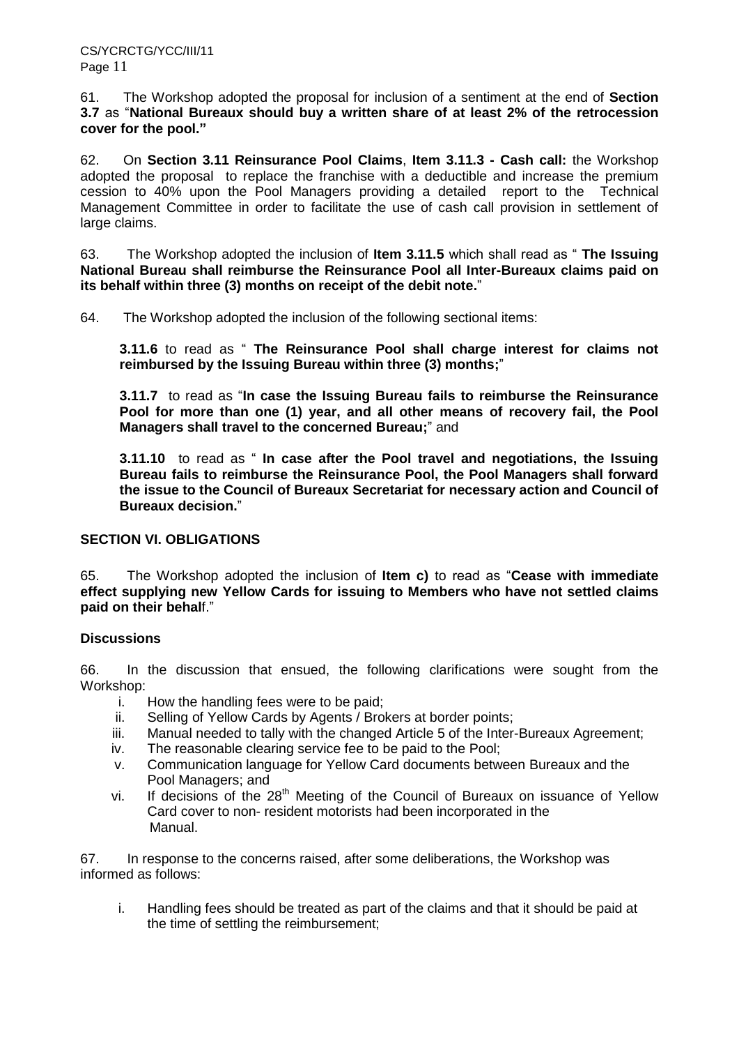61. The Workshop adopted the proposal for inclusion of a sentiment at the end of **Section 3.7** as "**National Bureaux should buy a written share of at least 2% of the retrocession cover for the pool.**"

62. On **Section 3.11 Reinsurance Pool Claims**, **Item 3.11.3 - Cash call:** the Workshop adopted the proposal to replace the franchise with a deductible and increase the premium cession to 40% upon the Pool Managers providing a detailed report to the Technical Management Committee in order to facilitate the use of cash call provision in settlement of large claims.

63. The Workshop adopted the inclusion of **Item 3.11.5** which shall read as " **The Issuing National Bureau shall reimburse the Reinsurance Pool all Inter-Bureaux claims paid on its behalf within three (3) months on receipt of the debit note.**"

64. The Workshop adopted the inclusion of the following sectional items:

**3.11.6** to read as " **The Reinsurance Pool shall charge interest for claims not reimbursed by the Issuing Bureau within three (3) months;**"

**3.11.7** to read as "**In case the Issuing Bureau fails to reimburse the Reinsurance Pool for more than one (1) year, and all other means of recovery fail, the Pool Managers shall travel to the concerned Bureau;**" and

**3.11.10** to read as " **In case after the Pool travel and negotiations, the Issuing Bureau fails to reimburse the Reinsurance Pool, the Pool Managers shall forward the issue to the Council of Bureaux Secretariat for necessary action and Council of Bureaux decision.**"

## SECTION VI. OBLIGATIONS

65. The Workshop adopted the inclusion of **Item c)** to read as "**Cease with immediate effect supplying new Yellow Cards for issuing to Members who have not settled claims paid on their behal**f."

### Discussions

66. In the discussion that ensued, the following clarifications were sought from the Workshop:

i. How the handling fees were to be paid;
ii. Selling of Yellow Cards by Agents / Brokers at border points;
iii. Manual needed to tally with the changed Article 5 of the Inter-Bureaux Agreement;
iv. The reasonable clearing service fee to be paid to the Pool;
v. Communication language for Yellow Card documents between Bureaux and the Pool Managers; and
vi. If decisions of the 28th Meeting of the Council of Bureaux on issuance of Yellow Card cover to non- resident motorists had been incorporated in the Manual.

67. In response to the concerns raised, after some deliberations, the Workshop was informed as follows:

i. Handling fees should be treated as part of the claims and that it should be paid at the time of settling the reimbursement;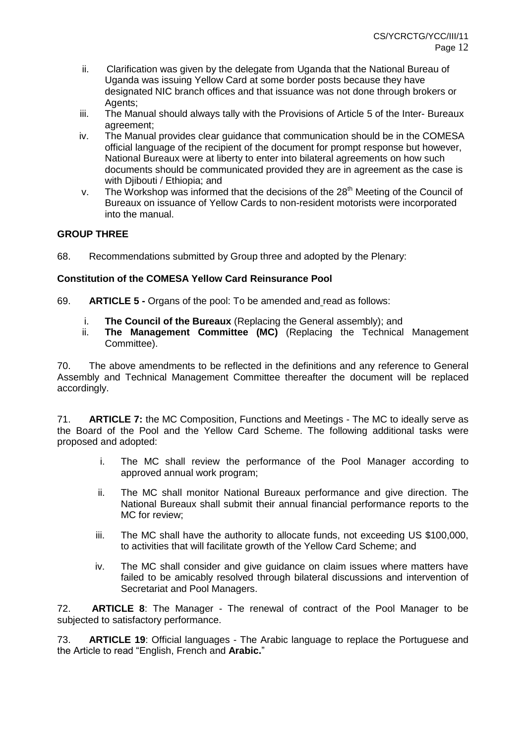ii. Clarification was given by the delegate from Uganda that the National Bureau of Uganda was issuing Yellow Card at some border posts because they have designated NIC branch offices and that issuance was not done through brokers or Agents;

iii. The Manual should always tally with the Provisions of Article 5 of the Inter- Bureaux agreement;

iv. The Manual provides clear guidance that communication should be in the COMESA official language of the recipient of the document for prompt response but however, National Bureaux were at liberty to enter into bilateral agreements on how such documents should be communicated provided they are in agreement as the case is with Djibouti / Ethiopia; and

v. The Workshop was informed that the decisions of the 28th Meeting of the Council of Bureaux on issuance of Yellow Cards to non-resident motorists were incorporated into the manual.

**GROUP THREE**

68. Recommendations submitted by Group three and adopted by the Plenary:

**Constitution of the COMESA Yellow Card Reinsurance Pool**

69. **ARTICLE 5 -** Organs of the pool: To be amended and read as follows:

i. **The Council of the Bureaux** (Replacing the General assembly); and
ii. **The Management Committee (MC)** (Replacing the Technical Management Committee).

70. The above amendments to be reflected in the definitions and any reference to General Assembly and Technical Management Committee thereafter the document will be replaced accordingly.

71. **ARTICLE 7:** the MC Composition, Functions and Meetings - The MC to ideally serve as the Board of the Pool and the Yellow Card Scheme. The following additional tasks were proposed and adopted:

i. The MC shall review the performance of the Pool Manager according to approved annual work program;

ii. The MC shall monitor National Bureaux performance and give direction. The National Bureaux shall submit their annual financial performance reports to the MC for review;

iii. The MC shall have the authority to allocate funds, not exceeding US $100,000, to activities that will facilitate growth of the Yellow Card Scheme; and

iv. The MC shall consider and give guidance on claim issues where matters have failed to be amicably resolved through bilateral discussions and intervention of Secretariat and Pool Managers.

72. **ARTICLE 8**: The Manager - The renewal of contract of the Pool Manager to be subjected to satisfactory performance.

73. **ARTICLE 19**: Official languages - The Arabic language to replace the Portuguese and the Article to read "English, French and **Arabic.**"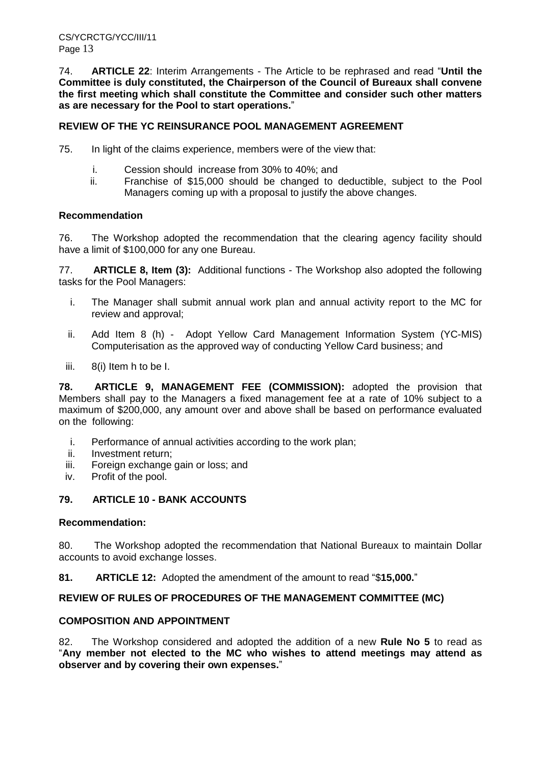74. **ARTICLE 22**: Interim Arrangements - The Article to be rephrased and read "**Until the Committee is duly constituted, the Chairperson of the Council of Bureaux shall convene the first meeting which shall constitute the Committee and consider such other matters as are necessary for the Pool to start operations.**"

**REVIEW OF THE YC REINSURANCE POOL MANAGEMENT AGREEMENT**

75. In light of the claims experience, members were of the view that:

i. Cession should increase from 30% to 40%; and
ii. Franchise of $15,000 should be changed to deductible, subject to the Pool Managers coming up with a proposal to justify the above changes.

**Recommendation**

76. The Workshop adopted the recommendation that the clearing agency facility should have a limit of $100,000 for any one Bureau.

77. **ARTICLE 8, Item (3):** Additional functions - The Workshop also adopted the following tasks for the Pool Managers:

i. The Manager shall submit annual work plan and annual activity report to the MC for review and approval;

ii. Add Item 8 (h) - Adopt Yellow Card Management Information System (YC-MIS) Computerisation as the approved way of conducting Yellow Card business; and

iii. 8(i) Item h to be I.

**78. ARTICLE 9, MANAGEMENT FEE (COMMISSION):** adopted the provision that Members shall pay to the Managers a fixed management fee at a rate of 10% subject to a maximum of $200,000, any amount over and above shall be based on performance evaluated on the following:

i. Performance of annual activities according to the work plan;
ii. Investment return;
iii. Foreign exchange gain or loss; and
iv. Profit of the pool.

**79. ARTICLE 10 - BANK ACCOUNTS**

**Recommendation:**

80. The Workshop adopted the recommendation that National Bureaux to maintain Dollar accounts to avoid exchange losses.

**81. ARTICLE 12:** Adopted the amendment of the amount to read "$**15,000.**"

**REVIEW OF RULES OF PROCEDURES OF THE MANAGEMENT COMMITTEE (MC)**

**COMPOSITION AND APPOINTMENT**

82. The Workshop considered and adopted the addition of a new **Rule No 5** to read as "**Any member not elected to the MC who wishes to attend meetings may attend as observer and by covering their own expenses.**"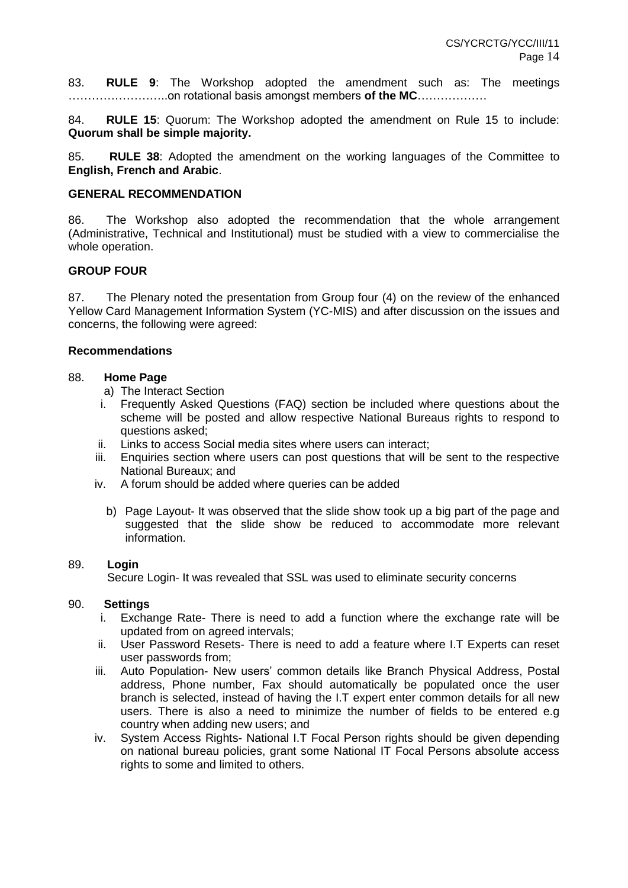83. **RULE 9**: The Workshop adopted the amendment such as: The meetings ……………………..on rotational basis amongst members **of the MC**………………

84. **RULE 15**: Quorum: The Workshop adopted the amendment on Rule 15 to include: **Quorum shall be simple majority.**

85. **RULE 38**: Adopted the amendment on the working languages of the Committee to **English, French and Arabic**.

**GENERAL RECOMMENDATION**

86. The Workshop also adopted the recommendation that the whole arrangement (Administrative, Technical and Institutional) must be studied with a view to commercialise the whole operation.

**GROUP FOUR**

87. The Plenary noted the presentation from Group four (4) on the review of the enhanced Yellow Card Management Information System (YC-MIS) and after discussion on the issues and concerns, the following were agreed:

**Recommendations**

88. **Home Page**

a) The Interact Section

i. Frequently Asked Questions (FAQ) section be included where questions about the scheme will be posted and allow respective National Bureaus rights to respond to questions asked;

ii. Links to access Social media sites where users can interact;

iii. Enquiries section where users can post questions that will be sent to the respective National Bureaux; and

iv. A forum should be added where queries can be added

b) Page Layout- It was observed that the slide show took up a big part of the page and suggested that the slide show be reduced to accommodate more relevant information.

89. **Login**

Secure Login- It was revealed that SSL was used to eliminate security concerns

90. **Settings**

i. Exchange Rate- There is need to add a function where the exchange rate will be updated from on agreed intervals;

ii. User Password Resets- There is need to add a feature where I.T Experts can reset user passwords from;

iii. Auto Population- New users' common details like Branch Physical Address, Postal address, Phone number, Fax should automatically be populated once the user branch is selected, instead of having the I.T expert enter common details for all new users. There is also a need to minimize the number of fields to be entered e.g country when adding new users; and

iv. System Access Rights- National I.T Focal Person rights should be given depending on national bureau policies, grant some National IT Focal Persons absolute access rights to some and limited to others.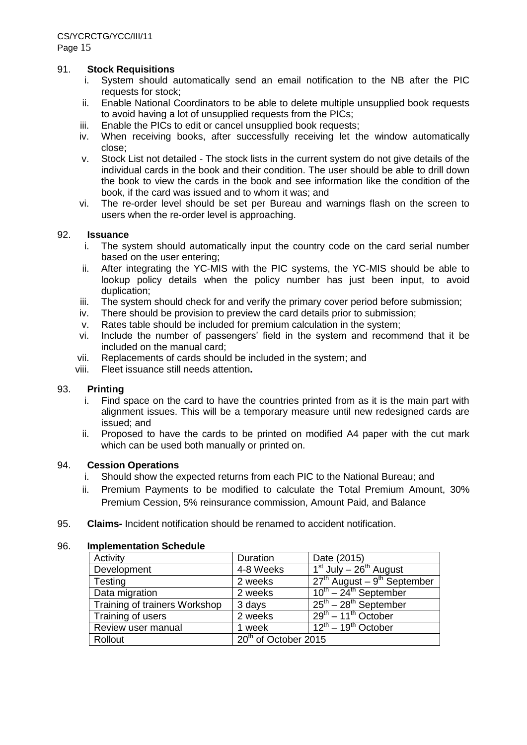91. **Stock Requisitions**

   i. System should automatically send an email notification to the NB after the PIC requests for stock;
   ii. Enable National Coordinators to be able to delete multiple unsupplied book requests to avoid having a lot of unsupplied requests from the PICs;
   iii. Enable the PICs to edit or cancel unsupplied book requests;
   iv. When receiving books, after successfully receiving let the window automatically close;
   v. Stock List not detailed - The stock lists in the current system do not give details of the individual cards in the book and their condition. The user should be able to drill down the book to view the cards in the book and see information like the condition of the book, if the card was issued and to whom it was; and
   vi. The re-order level should be set per Bureau and warnings flash on the screen to users when the re-order level is approaching.

92. **Issuance**

   i. The system should automatically input the country code on the card serial number based on the user entering;
   ii. After integrating the YC-MIS with the PIC systems, the YC-MIS should be able to lookup policy details when the policy number has just been input, to avoid duplication;
   iii. The system should check for and verify the primary cover period before submission;
   iv. There should be provision to preview the card details prior to submission;
   v. Rates table should be included for premium calculation in the system;
   vi. Include the number of passengers' field in the system and recommend that it be included on the manual card;
   vii. Replacements of cards should be included in the system; and
   viii. Fleet issuance still needs attention**.**

93. **Printing**

   i. Find space on the card to have the countries printed from as it is the main part with alignment issues. This will be a temporary measure until new redesigned cards are issued; and
   ii. Proposed to have the cards to be printed on modified A4 paper with the cut mark which can be used both manually or printed on.

94. **Cession Operations**

   i. Should show the expected returns from each PIC to the National Bureau; and
   ii. Premium Payments to be modified to calculate the Total Premium Amount, 30% Premium Cession, 5% reinsurance commission, Amount Paid, and Balance

95. **Claims-** Incident notification should be renamed to accident notification.

96. **Implementation Schedule**

| Activity | Duration | Date (2015) |
|---|---|---|
| Development | 4-8 Weeks | 1st July – 26th August |
| Testing | 2 weeks | 27th August – 9th September |
| Data migration | 2 weeks | 10th – 24th September |
| Training of trainers Workshop | 3 days | 25th – 28th September |
| Training of users | 2 weeks | 29th – 11th October |
| Review user manual | 1 week | 12th – 19th October |
| Rollout | 20th of October 2015 | |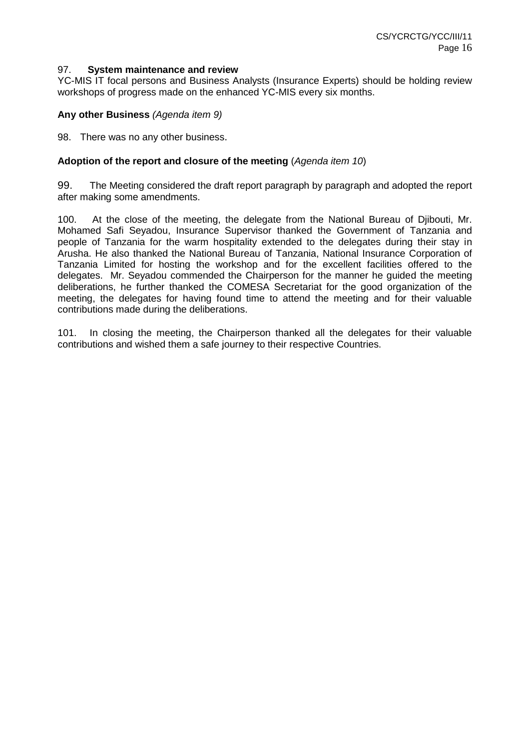97. **System maintenance and review**
YC-MIS IT focal persons and Business Analysts (Insurance Experts) should be holding review workshops of progress made on the enhanced YC-MIS every six months.

**Any other Business** *(Agenda item 9)*

98. There was no any other business.

**Adoption of the report and closure of the meeting** (*Agenda item 10*)

99. The Meeting considered the draft report paragraph by paragraph and adopted the report after making some amendments.

100. At the close of the meeting, the delegate from the National Bureau of Djibouti, Mr. Mohamed Safi Seyadou, Insurance Supervisor thanked the Government of Tanzania and people of Tanzania for the warm hospitality extended to the delegates during their stay in Arusha. He also thanked the National Bureau of Tanzania, National Insurance Corporation of Tanzania Limited for hosting the workshop and for the excellent facilities offered to the delegates. Mr. Seyadou commended the Chairperson for the manner he guided the meeting deliberations, he further thanked the COMESA Secretariat for the good organization of the meeting, the delegates for having found time to attend the meeting and for their valuable contributions made during the deliberations.

101. In closing the meeting, the Chairperson thanked all the delegates for their valuable contributions and wished them a safe journey to their respective Countries.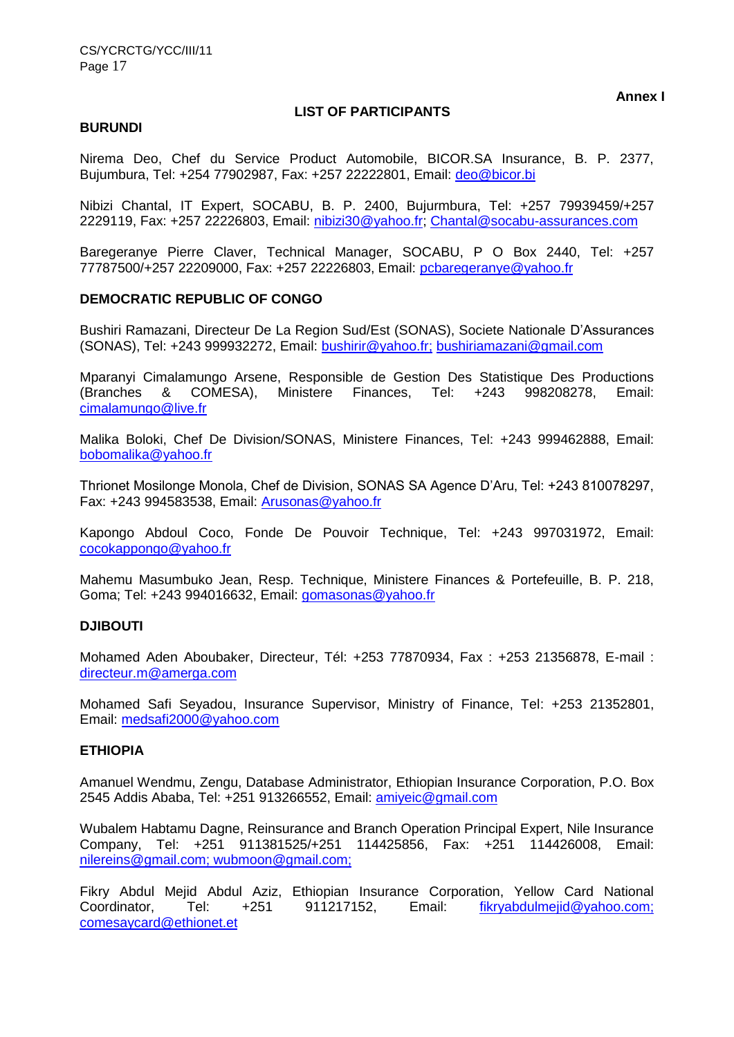**Annex I**

**LIST OF PARTICIPANTS**

**BURUNDI**

Nirema Deo, Chef du Service Product Automobile, BICOR.SA Insurance, B. P. 2377, Bujumbura, Tel: +254 77902987, Fax: +257 22222801, Email: deo@bicor.bi

Nibizi Chantal, IT Expert, SOCABU, B. P. 2400, Bujurmbura, Tel: +257 79939459/+257 2229119, Fax: +257 22226803, Email: nibizi30@yahoo.fr; Chantal@socabu-assurances.com

Baregeranye Pierre Claver, Technical Manager, SOCABU, P O Box 2440, Tel: +257 77787500/+257 22209000, Fax: +257 22226803, Email: pcbaregeranye@yahoo.fr

**DEMOCRATIC REPUBLIC OF CONGO**

Bushiri Ramazani, Directeur De La Region Sud/Est (SONAS), Societe Nationale D'Assurances (SONAS), Tel: +243 999932272, Email: bushirir@yahoo.fr; bushiriamazani@gmail.com

Mparanyi Cimalamungo Arsene, Responsible de Gestion Des Statistique Des Productions (Branches & COMESA), Ministere Finances, Tel: +243 998208278, Email: cimalamungo@live.fr

Malika Boloki, Chef De Division/SONAS, Ministere Finances, Tel: +243 999462888, Email: bobomalika@yahoo.fr

Thrionet Mosilonge Monola, Chef de Division, SONAS SA Agence D'Aru, Tel: +243 810078297, Fax: +243 994583538, Email: Arusonas@yahoo.fr

Kapongo Abdoul Coco, Fonde De Pouvoir Technique, Tel: +243 997031972, Email: cocokappongo@yahoo.fr

Mahemu Masumbuko Jean, Resp. Technique, Ministere Finances & Portefeuille, B. P. 218, Goma; Tel: +243 994016632, Email: gomasonas@yahoo.fr

**DJIBOUTI**

Mohamed Aden Aboubaker, Directeur, Tél: +253 77870934, Fax : +253 21356878, E-mail : directeur.m@amerga.com

Mohamed Safi Seyadou, Insurance Supervisor, Ministry of Finance, Tel: +253 21352801, Email: medsafi2000@yahoo.com

**ETHIOPIA**

Amanuel Wendmu, Zengu, Database Administrator, Ethiopian Insurance Corporation, P.O. Box 2545 Addis Ababa, Tel: +251 913266552, Email: amiyeic@gmail.com

Wubalem Habtamu Dagne, Reinsurance and Branch Operation Principal Expert, Nile Insurance Company, Tel: +251 911381525/+251 114425856, Fax: +251 114426008, Email: nilereins@gmail.com; wubmoon@gmail.com;

Fikry Abdul Mejid Abdul Aziz, Ethiopian Insurance Corporation, Yellow Card National Coordinator, Tel: +251 911217152, Email: fikryabdulmejid@yahoo.com; comesaycard@ethionet.et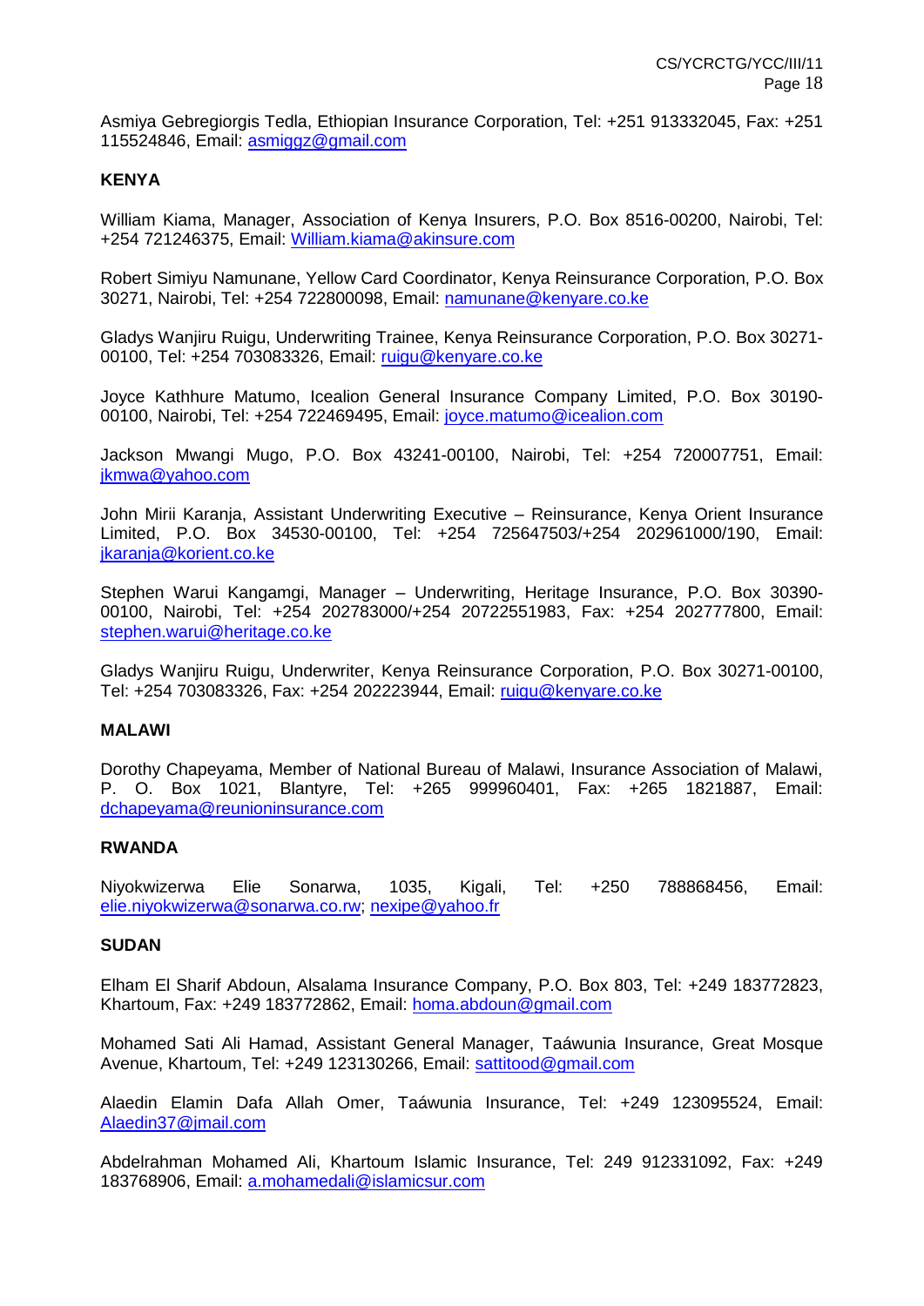Asmiya Gebregiorgis Tedla, Ethiopian Insurance Corporation, Tel: +251 913332045, Fax: +251 115524846, Email: asmiggz@gmail.com

**KENYA**

William Kiama, Manager, Association of Kenya Insurers, P.O. Box 8516-00200, Nairobi, Tel: +254 721246375, Email: William.kiama@akinsure.com

Robert Simiyu Namunane, Yellow Card Coordinator, Kenya Reinsurance Corporation, P.O. Box 30271, Nairobi, Tel: +254 722800098, Email: namunane@kenyare.co.ke

Gladys Wanjiru Ruigu, Underwriting Trainee, Kenya Reinsurance Corporation, P.O. Box 30271-00100, Tel: +254 703083326, Email: ruigu@kenyare.co.ke

Joyce Kathhure Matumo, Icealion General Insurance Company Limited, P.O. Box 30190-00100, Nairobi, Tel: +254 722469495, Email: joyce.matumo@icealion.com

Jackson Mwangi Mugo, P.O. Box 43241-00100, Nairobi, Tel: +254 720007751, Email: jkmwa@yahoo.com

John Mirii Karanja, Assistant Underwriting Executive – Reinsurance, Kenya Orient Insurance Limited, P.O. Box 34530-00100, Tel: +254 725647503/+254 202961000/190, Email: jkaranja@korient.co.ke

Stephen Warui Kangamgi, Manager – Underwriting, Heritage Insurance, P.O. Box 30390-00100, Nairobi, Tel: +254 202783000/+254 20722551983, Fax: +254 202777800, Email: stephen.warui@heritage.co.ke

Gladys Wanjiru Ruigu, Underwriter, Kenya Reinsurance Corporation, P.O. Box 30271-00100, Tel: +254 703083326, Fax: +254 202223944, Email: ruigu@kenyare.co.ke

**MALAWI**

Dorothy Chapeyama, Member of National Bureau of Malawi, Insurance Association of Malawi, P. O. Box 1021, Blantyre, Tel: +265 999960401, Fax: +265 1821887, Email: dchapeyama@reunioninsurance.com

**RWANDA**

Niyokwizerwa Elie Sonarwa, 1035, Kigali, Tel: +250 788868456, Email: elie.niyokwizerwa@sonarwa.co.rw; nexipe@yahoo.fr

**SUDAN**

Elham El Sharif Abdoun, Alsalama Insurance Company, P.O. Box 803, Tel: +249 183772823, Khartoum, Fax: +249 183772862, Email: homa.abdoun@gmail.com

Mohamed Sati Ali Hamad, Assistant General Manager, Taáwunia Insurance, Great Mosque Avenue, Khartoum, Tel: +249 123130266, Email: sattitood@gmail.com

Alaedin Elamin Dafa Allah Omer, Taáwunia Insurance, Tel: +249 123095524, Email: Alaedin37@jmail.com

Abdelrahman Mohamed Ali, Khartoum Islamic Insurance, Tel: 249 912331092, Fax: +249 183768906, Email: a.mohamedali@islamicsur.com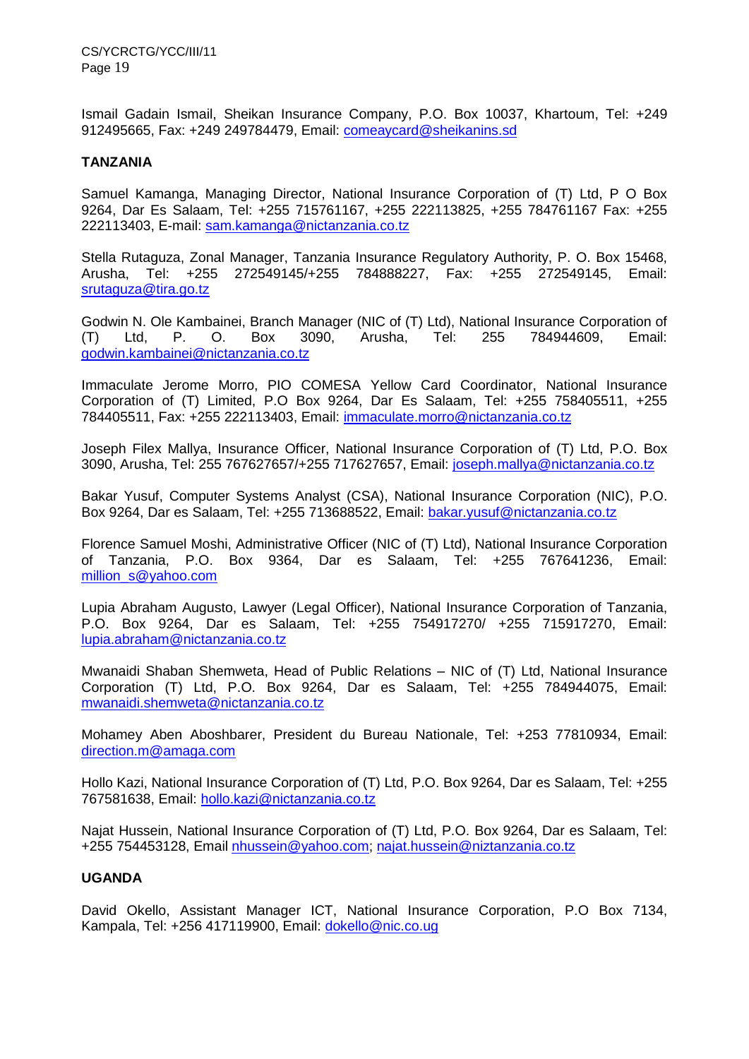Ismail Gadain Ismail, Sheikan Insurance Company, P.O. Box 10037, Khartoum, Tel: +249 912495665, Fax: +249 249784479, Email: comeaycard@sheikanins.sd

**TANZANIA**

Samuel Kamanga, Managing Director, National Insurance Corporation of (T) Ltd, P O Box 9264, Dar Es Salaam, Tel: +255 715761167, +255 222113825, +255 784761167 Fax: +255 222113403, E-mail: sam.kamanga@nictanzania.co.tz

Stella Rutaguza, Zonal Manager, Tanzania Insurance Regulatory Authority, P. O. Box 15468, Arusha, Tel: +255 272549145/+255 784888227, Fax: +255 272549145, Email: srutaguza@tira.go.tz

Godwin N. Ole Kambainei, Branch Manager (NIC of (T) Ltd), National Insurance Corporation of (T) Ltd, P. O. Box 3090, Arusha, Tel: 255 784944609, Email: godwin.kambainei@nictanzania.co.tz

Immaculate Jerome Morro, PIO COMESA Yellow Card Coordinator, National Insurance Corporation of (T) Limited, P.O Box 9264, Dar Es Salaam, Tel: +255 758405511, +255 784405511, Fax: +255 222113403, Email: immaculate.morro@nictanzania.co.tz

Joseph Filex Mallya, Insurance Officer, National Insurance Corporation of (T) Ltd, P.O. Box 3090, Arusha, Tel: 255 767627657/+255 717627657, Email: joseph.mallya@nictanzania.co.tz

Bakar Yusuf, Computer Systems Analyst (CSA), National Insurance Corporation (NIC), P.O. Box 9264, Dar es Salaam, Tel: +255 713688522, Email: bakar.yusuf@nictanzania.co.tz

Florence Samuel Moshi, Administrative Officer (NIC of (T) Ltd), National Insurance Corporation of Tanzania, P.O. Box 9364, Dar es Salaam, Tel: +255 767641236, Email: million_s@yahoo.com

Lupia Abraham Augusto, Lawyer (Legal Officer), National Insurance Corporation of Tanzania, P.O. Box 9264, Dar es Salaam, Tel: +255 754917270/ +255 715917270, Email: lupia.abraham@nictanzania.co.tz

Mwanaidi Shaban Shemweta, Head of Public Relations – NIC of (T) Ltd, National Insurance Corporation (T) Ltd, P.O. Box 9264, Dar es Salaam, Tel: +255 784944075, Email: mwanaidi.shemweta@nictanzania.co.tz

Mohamey Aben Aboshbarer, President du Bureau Nationale, Tel: +253 77810934, Email: direction.m@amaga.com

Hollo Kazi, National Insurance Corporation of (T) Ltd, P.O. Box 9264, Dar es Salaam, Tel: +255 767581638, Email: hollo.kazi@nictanzania.co.tz

Najat Hussein, National Insurance Corporation of (T) Ltd, P.O. Box 9264, Dar es Salaam, Tel: +255 754453128, Email nhussein@yahoo.com; najat.hussein@niztanzania.co.tz

**UGANDA**

David Okello, Assistant Manager ICT, National Insurance Corporation, P.O Box 7134, Kampala, Tel: +256 417119900, Email: dokello@nic.co.ug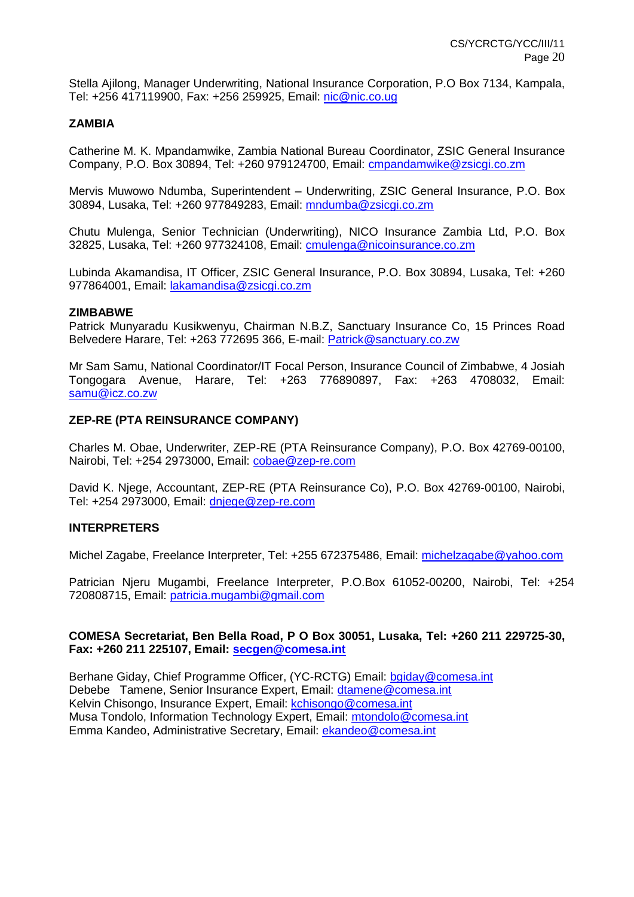Stella Ajilong, Manager Underwriting, National Insurance Corporation, P.O Box 7134, Kampala, Tel: +256 417119900, Fax: +256 259925, Email: nic@nic.co.ug

**ZAMBIA**

Catherine M. K. Mpandamwike, Zambia National Bureau Coordinator, ZSIC General Insurance Company, P.O. Box 30894, Tel: +260 979124700, Email: cmpandamwike@zsicgi.co.zm

Mervis Muwowo Ndumba, Superintendent – Underwriting, ZSIC General Insurance, P.O. Box 30894, Lusaka, Tel: +260 977849283, Email: mndumba@zsicgi.co.zm

Chutu Mulenga, Senior Technician (Underwriting), NICO Insurance Zambia Ltd, P.O. Box 32825, Lusaka, Tel: +260 977324108, Email: cmulenga@nicoinsurance.co.zm

Lubinda Akamandisa, IT Officer, ZSIC General Insurance, P.O. Box 30894, Lusaka, Tel: +260 977864001, Email: lakamandisa@zsicgi.co.zm

**ZIMBABWE**

Patrick Munyaradu Kusikwenyu, Chairman N.B.Z, Sanctuary Insurance Co, 15 Princes Road Belvedere Harare, Tel: +263 772695 366, E-mail: Patrick@sanctuary.co.zw

Mr Sam Samu, National Coordinator/IT Focal Person, Insurance Council of Zimbabwe, 4 Josiah Tongogara Avenue, Harare, Tel: +263 776890897, Fax: +263 4708032, Email: samu@icz.co.zw

**ZEP-RE (PTA REINSURANCE COMPANY)**

Charles M. Obae, Underwriter, ZEP-RE (PTA Reinsurance Company), P.O. Box 42769-00100, Nairobi, Tel: +254 2973000, Email: cobae@zep-re.com

David K. Njege, Accountant, ZEP-RE (PTA Reinsurance Co), P.O. Box 42769-00100, Nairobi, Tel: +254 2973000, Email: dnjege@zep-re.com

**INTERPRETERS**

Michel Zagabe, Freelance Interpreter, Tel: +255 672375486, Email: michelzagabe@yahoo.com

Patrician Njeru Mugambi, Freelance Interpreter, P.O.Box 61052-00200, Nairobi, Tel: +254 720808715, Email: patricia.mugambi@gmail.com

**COMESA Secretariat, Ben Bella Road, P O Box 30051, Lusaka, Tel: +260 211 229725-30, Fax: +260 211 225107, Email: secgen@comesa.int**

Berhane Giday, Chief Programme Officer, (YC-RCTG) Email: bgiday@comesa.int
Debebe Tamene, Senior Insurance Expert, Email: dtamene@comesa.int
Kelvin Chisongo, Insurance Expert, Email: kchisongo@comesa.int
Musa Tondolo, Information Technology Expert, Email: mtondolo@comesa.int
Emma Kandeo, Administrative Secretary, Email: ekandeo@comesa.int